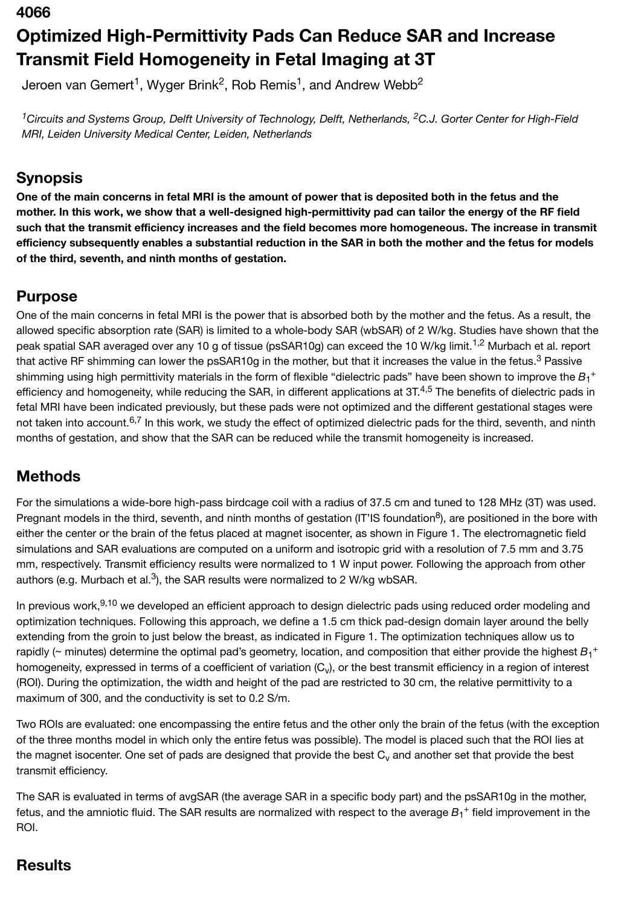4066

# Optimized High-Permittivity Pads Can Reduce SAR and Increase Transmit Field Homogeneity in Fetal Imaging at 3T

Jeroen van Gemert[1], Wyger Brink[2], Rob Remis[1], and Andrew Webb[2]

[1]*Circuits and Systems Group, Delft University of Technology, Delft, Netherlands,* [2]*C.J. Gorter Center for High-Field MRI, Leiden University Medical Center, Leiden, Netherlands*

## Synopsis

**One of the main concerns in fetal MRI is the amount of power that is deposited both in the fetus and the mother. In this work, we show that a well-designed high-permittivity pad can tailor the energy of the RF field such that the transmit efficiency increases and the field becomes more homogeneous. The increase in transmit efficiency subsequently enables a substantial reduction in the SAR in both the mother and the fetus for models of the third, seventh, and ninth months of gestation.**

## Purpose

One of the main concerns in fetal MRI is the power that is absorbed both by the mother and the fetus. As a result, the allowed specific absorption rate (SAR) is limited to a whole-body SAR (wbSAR) of 2 W/kg. Studies have shown that the peak spatial SAR averaged over any 10 g of tissue (psSAR10g) can exceed the 10 W/kg limit.[1,2] Murbach et al. report that active RF shimming can lower the psSAR10g in the mother, but that it increases the value in the fetus.[3] Passive shimming using high permittivity materials in the form of flexible "dielectric pads" have been shown to improve the $B_1^+$ efficiency and homogeneity, while reducing the SAR, in different applications at 3T.[4,5] The benefits of dielectric pads in fetal MRI have been indicated previously, but these pads were not optimized and the different gestational stages were not taken into account.[6,7] In this work, we study the effect of optimized dielectric pads for the third, seventh, and ninth months of gestation, and show that the SAR can be reduced while the transmit homogeneity is increased.

## Methods

For the simulations a wide-bore high-pass birdcage coil with a radius of 37.5 cm and tuned to 128 MHz (3T) was used. Pregnant models in the third, seventh, and ninth months of gestation (IT'IS foundation[8]), are positioned in the bore with either the center or the brain of the fetus placed at magnet isocenter, as shown in Figure 1. The electromagnetic field simulations and SAR evaluations are computed on a uniform and isotropic grid with a resolution of 7.5 mm and 3.75 mm, respectively. Transmit efficiency results were normalized to 1 W input power. Following the approach from other authors (e.g. Murbach et al.[3]), the SAR results were normalized to 2 W/kg wbSAR.

In previous work,[9,10] we developed an efficient approach to design dielectric pads using reduced order modeling and optimization techniques. Following this approach, we define a 1.5 cm thick pad-design domain layer around the belly extending from the groin to just below the breast, as indicated in Figure 1. The optimization techniques allow us to rapidly (~ minutes) determine the optimal pad's geometry, location, and composition that either provide the highest $B_1^+$ homogeneity, expressed in terms of a coefficient of variation ($C_v$), or the best transmit efficiency in a region of interest (ROI). During the optimization, the width and height of the pad are restricted to 30 cm, the relative permittivity to a maximum of 300, and the conductivity is set to 0.2 S/m.

Two ROIs are evaluated: one encompassing the entire fetus and the other only the brain of the fetus (with the exception of the three months model in which only the entire fetus was possible). The model is placed such that the ROI lies at the magnet isocenter. One set of pads are designed that provide the best $C_v$ and another set that provide the best transmit efficiency.

The SAR is evaluated in terms of avgSAR (the average SAR in a specific body part) and the psSAR10g in the mother, fetus, and the amniotic fluid. The SAR results are normalized with respect to the average $B_1^+$ field improvement in the ROI.

## Results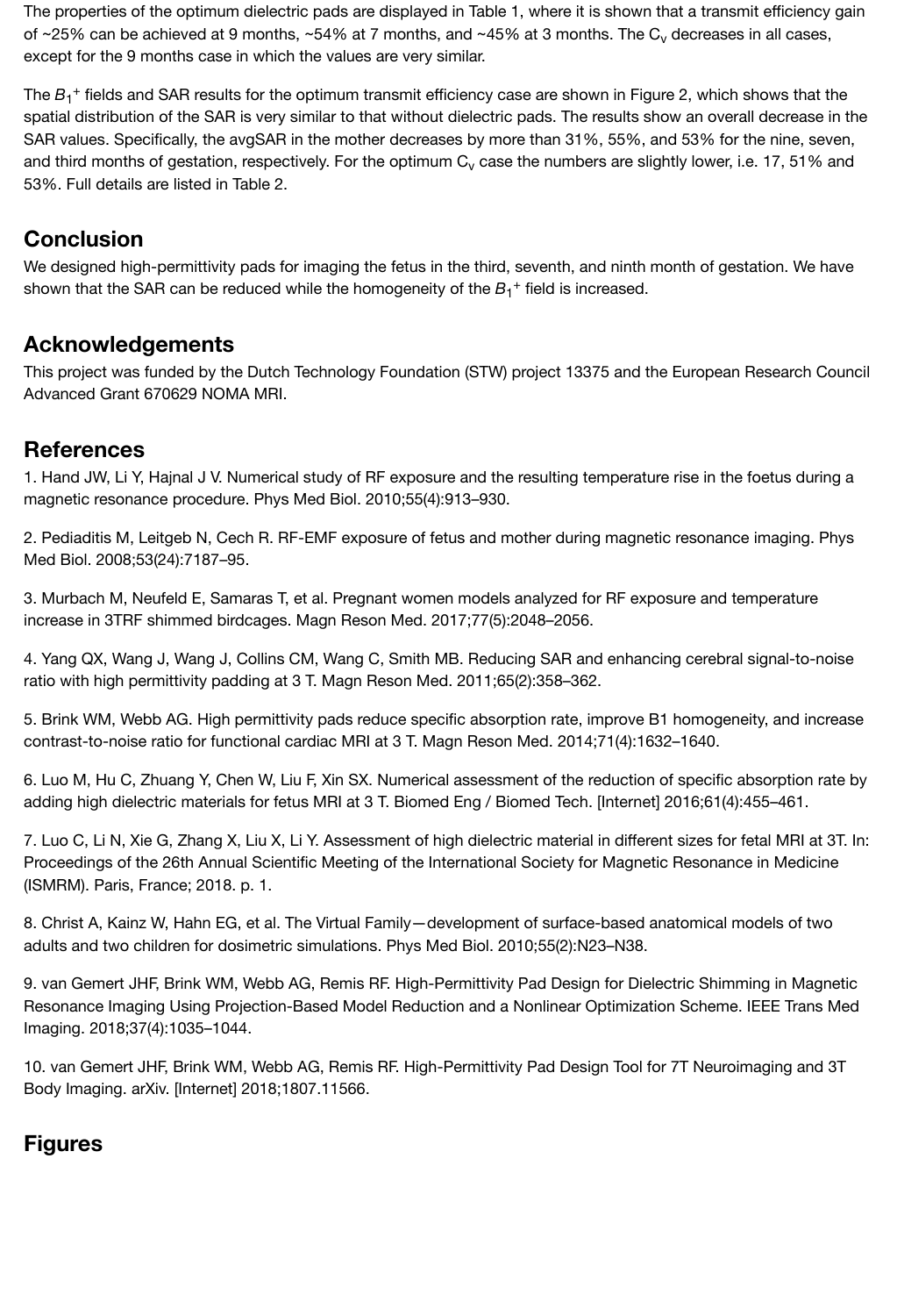The properties of the optimum dielectric pads are displayed in Table 1, where it is shown that a transmit efficiency gain of ~25% can be achieved at 9 months, ~54% at 7 months, and ~45% at 3 months. The $C_v$ decreases in all cases, except for the 9 months case in which the values are very similar.

The $B_1^+$ fields and SAR results for the optimum transmit efficiency case are shown in Figure 2, which shows that the spatial distribution of the SAR is very similar to that without dielectric pads. The results show an overall decrease in the SAR values. Specifically, the avgSAR in the mother decreases by more than 31%, 55%, and 53% for the nine, seven, and third months of gestation, respectively. For the optimum $C_v$ case the numbers are slightly lower, i.e. 17, 51% and 53%. Full details are listed in Table 2.

## Conclusion

We designed high-permittivity pads for imaging the fetus in the third, seventh, and ninth month of gestation. We have shown that the SAR can be reduced while the homogeneity of the $B_1^+$ field is increased.

## Acknowledgements

This project was funded by the Dutch Technology Foundation (STW) project 13375 and the European Research Council Advanced Grant 670629 NOMA MRI.

## References

1. Hand JW, Li Y, Hajnal J V. Numerical study of RF exposure and the resulting temperature rise in the foetus during a magnetic resonance procedure. Phys Med Biol. 2010;55(4):913–930.

2. Pediaditis M, Leitgeb N, Cech R. RF-EMF exposure of fetus and mother during magnetic resonance imaging. Phys Med Biol. 2008;53(24):7187–95.

3. Murbach M, Neufeld E, Samaras T, et al. Pregnant women models analyzed for RF exposure and temperature increase in 3TRF shimmed birdcages. Magn Reson Med. 2017;77(5):2048–2056.

4. Yang QX, Wang J, Wang J, Collins CM, Wang C, Smith MB. Reducing SAR and enhancing cerebral signal-to-noise ratio with high permittivity padding at 3 T. Magn Reson Med. 2011;65(2):358–362.

5. Brink WM, Webb AG. High permittivity pads reduce specific absorption rate, improve B1 homogeneity, and increase contrast-to-noise ratio for functional cardiac MRI at 3 T. Magn Reson Med. 2014;71(4):1632–1640.

6. Luo M, Hu C, Zhuang Y, Chen W, Liu F, Xin SX. Numerical assessment of the reduction of specific absorption rate by adding high dielectric materials for fetus MRI at 3 T. Biomed Eng / Biomed Tech. [Internet] 2016;61(4):455–461.

7. Luo C, Li N, Xie G, Zhang X, Liu X, Li Y. Assessment of high dielectric material in different sizes for fetal MRI at 3T. In: Proceedings of the 26th Annual Scientific Meeting of the International Society for Magnetic Resonance in Medicine (ISMRM). Paris, France; 2018. p. 1.

8. Christ A, Kainz W, Hahn EG, et al. The Virtual Family—development of surface-based anatomical models of two adults and two children for dosimetric simulations. Phys Med Biol. 2010;55(2):N23–N38.

9. van Gemert JHF, Brink WM, Webb AG, Remis RF. High-Permittivity Pad Design for Dielectric Shimming in Magnetic Resonance Imaging Using Projection-Based Model Reduction and a Nonlinear Optimization Scheme. IEEE Trans Med Imaging. 2018;37(4):1035–1044.

10. van Gemert JHF, Brink WM, Webb AG, Remis RF. High-Permittivity Pad Design Tool for 7T Neuroimaging and 3T Body Imaging. arXiv. [Internet] 2018;1807.11566.

## Figures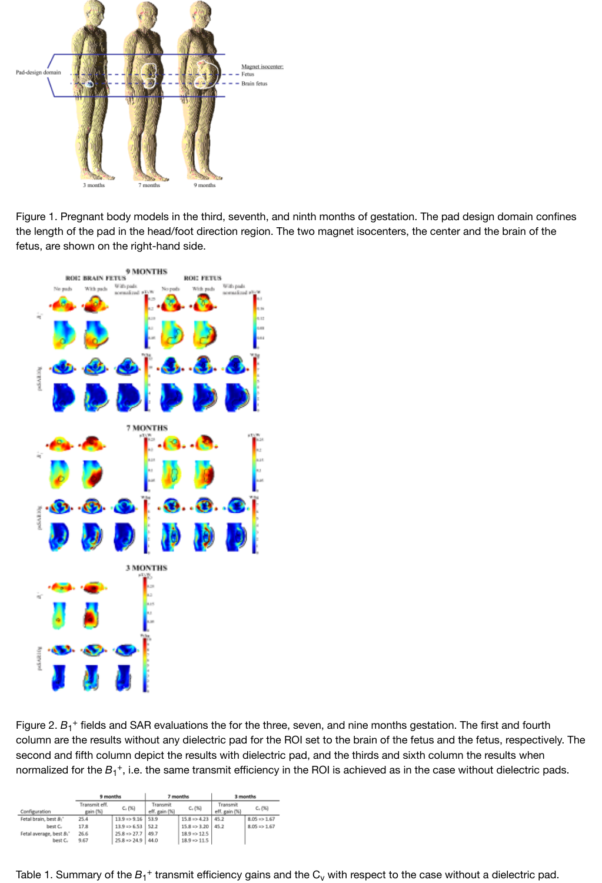Figure 1. Pregnant body models in the third, seventh, and ninth months of gestation. The pad design domain confines the length of the pad in the head/foot direction region. The two magnet isocenters, the center and the brain of the fetus, are shown on the right-hand side.

Figure 2. $B_1^+$ fields and SAR evaluations the for the three, seven, and nine months gestation. The first and fourth column are the results without any dielectric pad for the ROI set to the brain of the fetus and the fetus, respectively. The second and fifth column depict the results with dielectric pad, and the thirds and sixth column the results when normalized for the $B_1^+$, i.e. the same transmit efficiency in the ROI is achieved as in the case without dielectric pads.

| Configuration | | 9 months Transmit eff. gain (%) | 9 months $C_v$ (%) | 7 months Transmit eff. gain (%) | 7 months $C_v$ (%) | 3 months Transmit eff. gain (%) | 3 months $C_v$ (%) |
|---|---|---|---|---|---|---|---|
| Fetal brain, | best $B_1^+$ | 25.4 | 13.9 => 9.16 | 53.9 | 15.8 => 4.23 | 45.2 | 8.05 => 1.67 |
| | best $C_v$ | 17.8 | 13.9 => 6.53 | 52.2 | 15.8 => 3.20 | 45.2 | 8.05 => 1.67 |
| Fetal average, | best $B_1^+$ | 26.6 | 25.8 => 27.7 | 49.7 | 18.9 => 12.5 | | |
| | best $C_v$ | 9.67 | 25.8 => 24.9 | 44.0 | 18.9 => 11.5 | | |

Table 1. Summary of the $B_1^+$ transmit efficiency gains and the $C_v$ with respect to the case without a dielectric pad.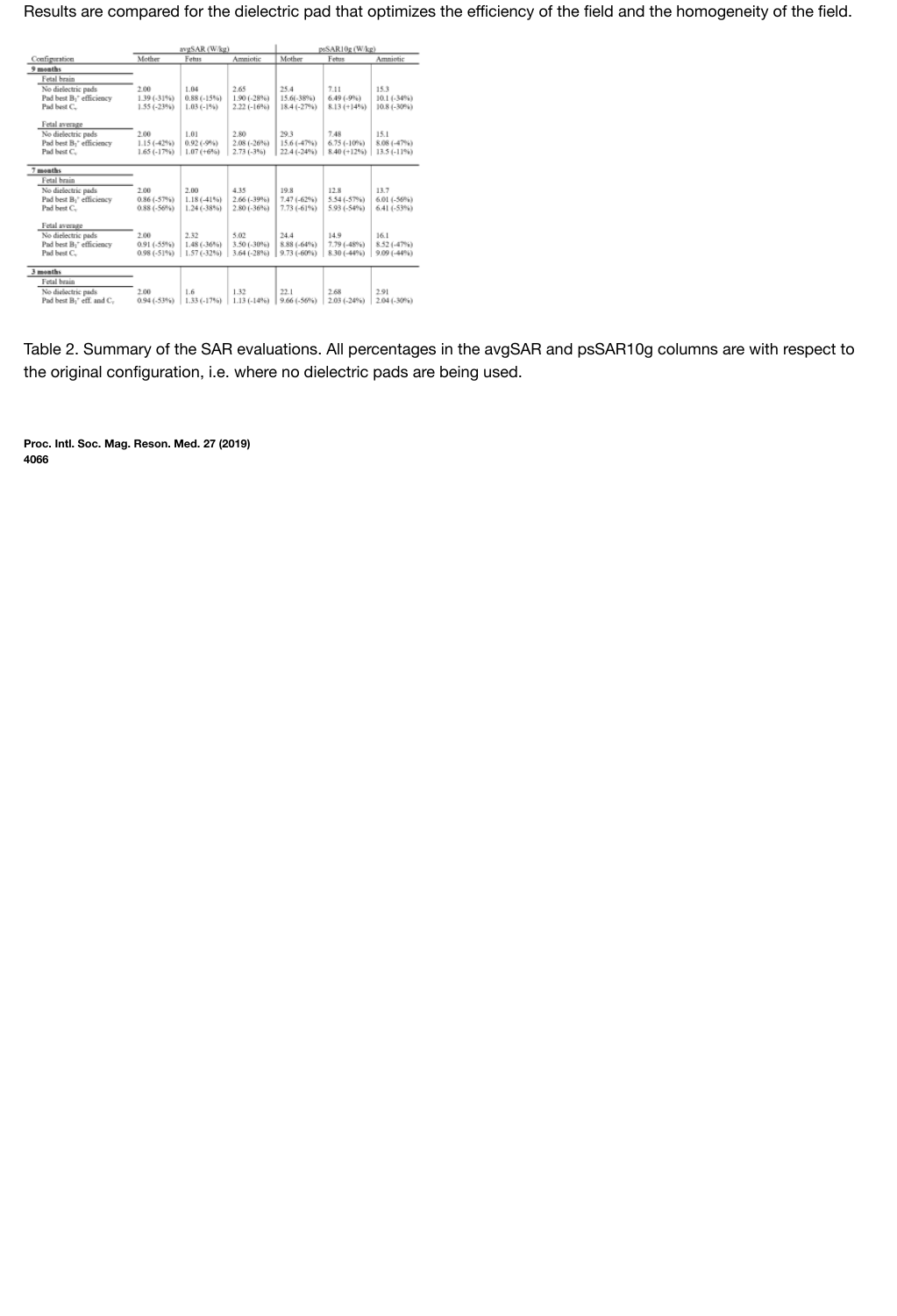Results are compared for the dielectric pad that optimizes the efficiency of the field and the homogeneity of the field.

| Configuration | avgSAR (W/kg) | | | psSAR10g (W/kg) | | |
|---|---|---|---|---|---|---|
| | Mother | Fetus | Amniotic | Mother | Fetus | Amniotic |
| **9 months** | | | | | | |
| Fetal brain | | | | | | |
| No dielectric pads | 2.00 | 1.04 | 2.65 | 25.4 | 7.11 | 15.3 |
| Pad best $B_1^+$ efficiency | 1.39 (-31%) | 0.88 (-15%) | 1.90 (-28%) | 15.6(-38%) | 6.49 (-9%) | 10.1 (-34%) |
| Pad best $C_v$ | 1.55 (-23%) | 1.03 (-1%) | 2.22 (-16%) | 18.4 (-27%) | 8.13 (+14%) | 10.8 (-30%) |
| Fetal average | | | | | | |
| No dielectric pads | 2.00 | 1.01 | 2.80 | 29.3 | 7.48 | 15.1 |
| Pad best $B_1^+$ efficiency | 1.15 (-42%) | 0.92 (-9%) | 2.08 (-26%) | 15.6 (-47%) | 6.75 (-10%) | 8.08 (-47%) |
| Pad best $C_v$ | 1.65 (-17%) | 1.07 (+6%) | 2.73 (-3%) | 22.4 (-24%) | 8.40 (+12%) | 13.5 (-11%) |
| **7 months** | | | | | | |
| Fetal brain | | | | | | |
| No dielectric pads | 2.00 | 2.00 | 4.35 | 19.8 | 12.8 | 13.7 |
| Pad best $B_1^+$ efficiency | 0.86 (-57%) | 1.18 (-41%) | 2.66 (-39%) | 7.47 (-62%) | 5.54 (-57%) | 6.01 (-56%) |
| Pad best $C_v$ | 0.88 (-56%) | 1.24 (-38%) | 2.80 (-36%) | 7.73 (-61%) | 5.93 (-54%) | 6.41 (-53%) |
| Fetal average | | | | | | |
| No dielectric pads | 2.00 | 2.32 | 5.02 | 24.4 | 14.9 | 16.1 |
| Pad best $B_1^+$ efficiency | 0.91 (-55%) | 1.48 (-36%) | 3.50 (-30%) | 8.88 (-64%) | 7.79 (-48%) | 8.52 (-47%) |
| Pad best $C_v$ | 0.98 (-51%) | 1.57 (-32%) | 3.64 (-28%) | 9.73 (-60%) | 8.30 (-44%) | 9.09 (-44%) |
| **3 months** | | | | | | |
| Fetal brain | | | | | | |
| No dielectric pads | 2.00 | 1.6 | 1.32 | 22.1 | 2.68 | 2.91 |
| Pad best $B_1^+$ eff. and $C_v$ | 0.94 (-53%) | 1.33 (-17%) | 1.13 (-14%) | 9.66 (-56%) | 2.03 (-24%) | 2.04 (-30%) |

Table 2. Summary of the SAR evaluations. All percentages in the avgSAR and psSAR10g columns are with respect to the original configuration, i.e. where no dielectric pads are being used.